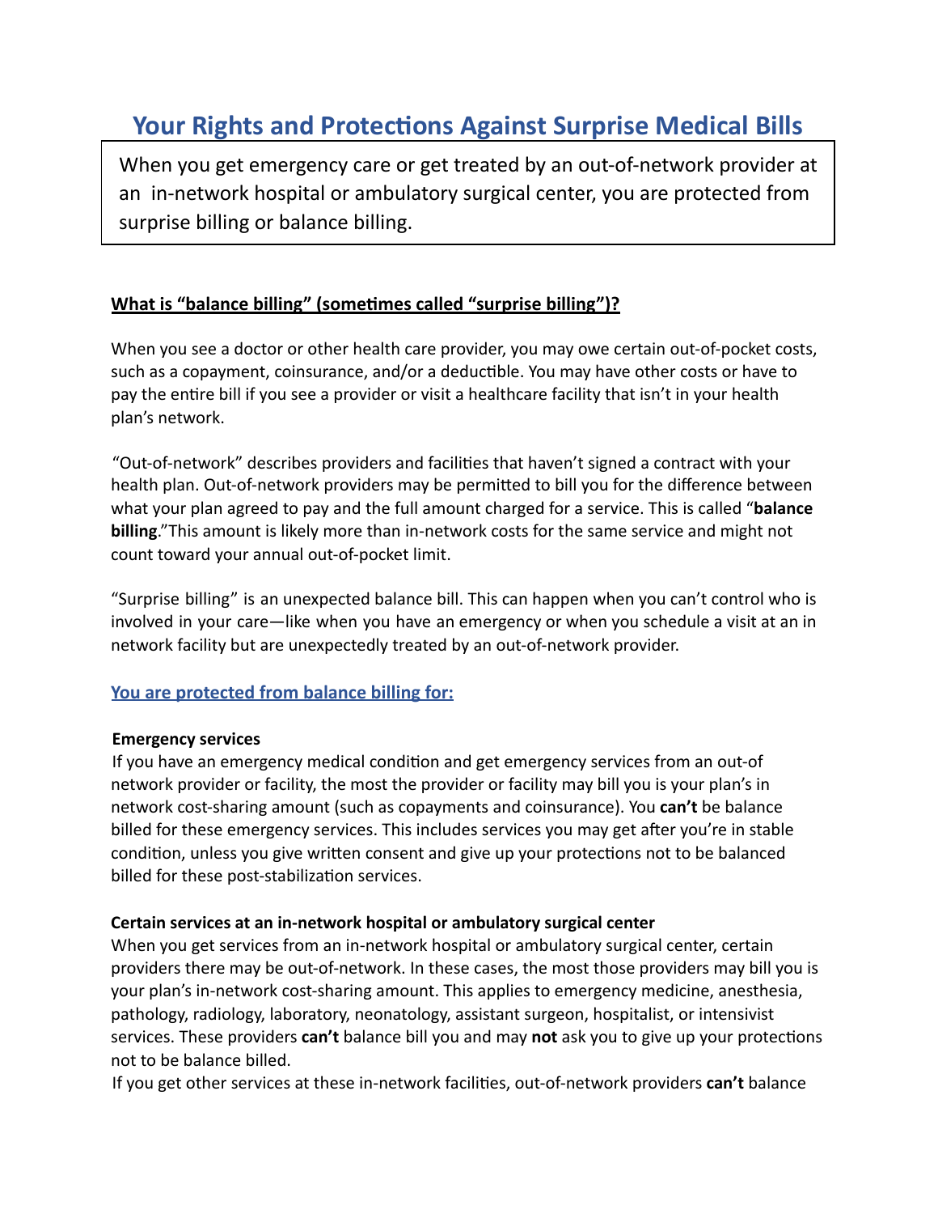# Your Rights and Protections Against Surprise Medical Bills

When you get emergency care or get treated by an out-of-network provider at an in-network hospital or ambulatory surgical center, you are protected from surprise billing or balance billing.

## What is "balance billing" (sometimes called "surprise billing")?

When you see a doctor or other health care provider, you may owe certain out-of-pocket costs, such as a copayment, coinsurance, and/or a deductible. You may have other costs or have to pay the entire bill if you see a provider or visit a healthcare facility that isn't in your health plan's network.

"Out-of-network" describes providers and facilities that haven't signed a contract with your health plan. Out-of-network providers may be permitted to bill you for the difference between what your plan agreed to pay and the full amount charged for a service. This is called "**balance billing**."This amount is likely more than in-network costs for the same service and might not count toward your annual out-of-pocket limit.

"Surprise billing" is an unexpected balance bill. This can happen when you can't control who is involved in your care—like when you have an emergency or when you schedule a visit at an in network facility but are unexpectedly treated by an out-of-network provider.

## You are protected from balance billing for:

**Emergency services**

If you have an emergency medical condition and get emergency services from an out-of network provider or facility, the most the provider or facility may bill you is your plan's in network cost-sharing amount (such as copayments and coinsurance). You **can't** be balance billed for these emergency services. This includes services you may get after you're in stable condition, unless you give written consent and give up your protections not to be balanced billed for these post-stabilization services.

**Certain services at an in-network hospital or ambulatory surgical center**

When you get services from an in-network hospital or ambulatory surgical center, certain providers there may be out-of-network. In these cases, the most those providers may bill you is your plan's in-network cost-sharing amount. This applies to emergency medicine, anesthesia, pathology, radiology, laboratory, neonatology, assistant surgeon, hospitalist, or intensivist services. These providers **can't** balance bill you and may **not** ask you to give up your protections not to be balance billed.

If you get other services at these in-network facilities, out-of-network providers **can't** balance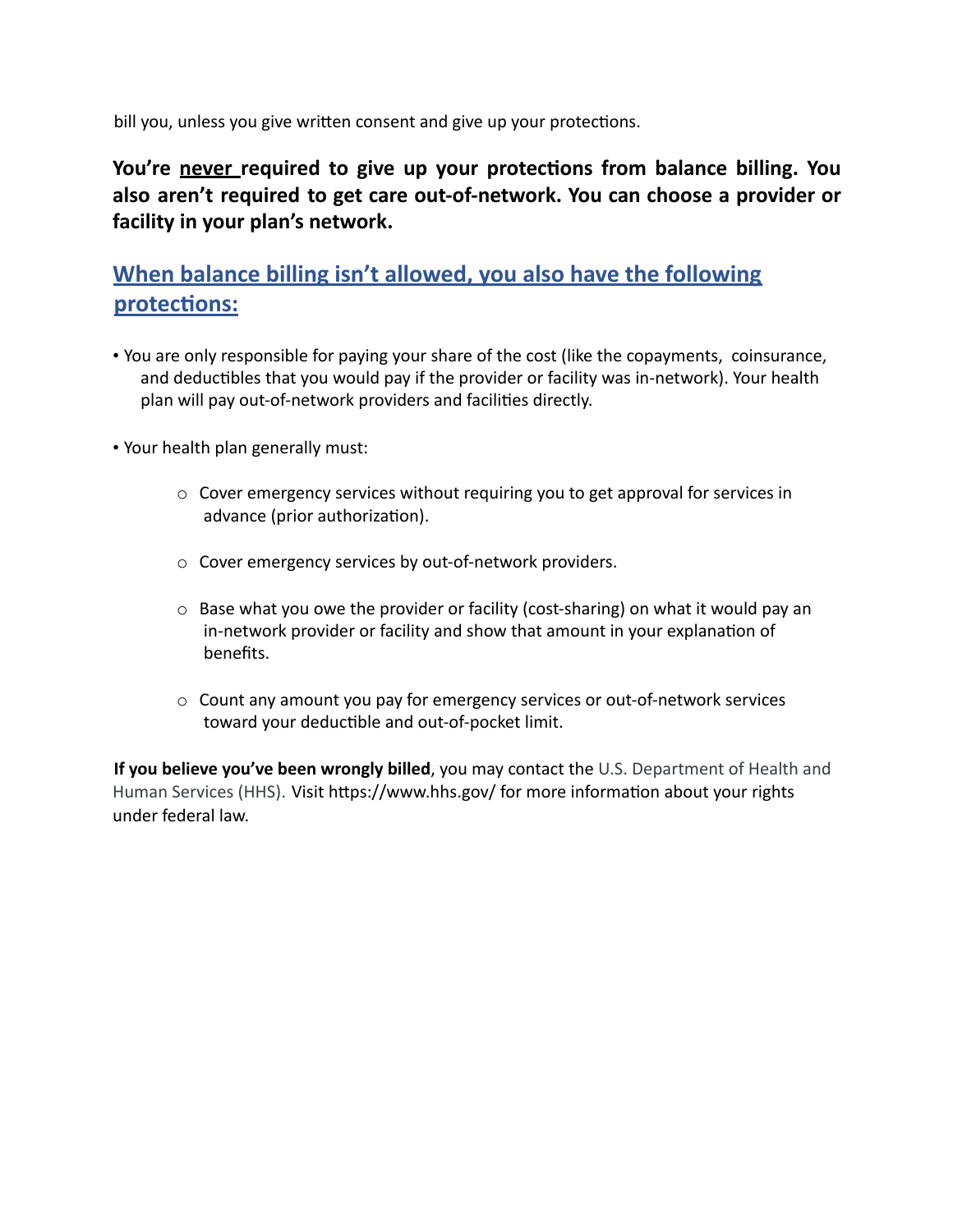bill you, unless you give written consent and give up your protections.

**You're never required to give up your protections from balance billing. You also aren't required to get care out-of-network. You can choose a provider or facility in your plan's network.**

## When balance billing isn't allowed, you also have the following protections:

- You are only responsible for paying your share of the cost (like the copayments, coinsurance, and deductibles that you would pay if the provider or facility was in-network). Your health plan will pay out-of-network providers and facilities directly.

- Your health plan generally must:

    - Cover emergency services without requiring you to get approval for services in advance (prior authorization).

    - Cover emergency services by out-of-network providers.

    - Base what you owe the provider or facility (cost-sharing) on what it would pay an in-network provider or facility and show that amount in your explanation of benefits.

    - Count any amount you pay for emergency services or out-of-network services toward your deductible and out-of-pocket limit.

**If you believe you've been wrongly billed**, you may contact the U.S. Department of Health and Human Services (HHS). Visit https://www.hhs.gov/ for more information about your rights under federal law.